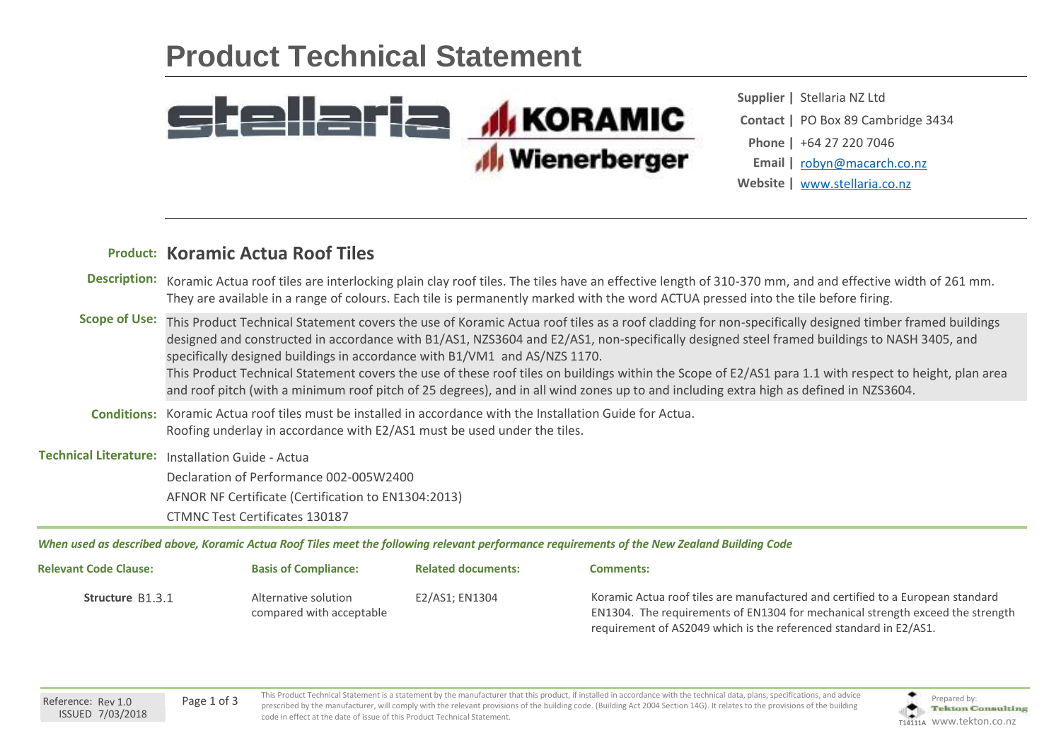# Product Technical Statement

**Supplier |** Stellaria NZ Ltd
**Contact |** PO Box 89 Cambridge 3434
**Phone |** +64 27 220 7046
**Email |** robyn@macarch.co.nz
**Website |** www.stellaria.co.nz

**Product:** **Koramic Actua Roof Tiles**

**Description:** Koramic Actua roof tiles are interlocking plain clay roof tiles. The tiles have an effective length of 310-370 mm, and and effective width of 261 mm. They are available in a range of colours. Each tile is permanently marked with the word ACTUA pressed into the tile before firing.

**Scope of Use:** This Product Technical Statement covers the use of Koramic Actua roof tiles as a roof cladding for non-specifically designed timber framed buildings designed and constructed in accordance with B1/AS1, NZS3604 and E2/AS1, non-specifically designed steel framed buildings to NASH 3405, and specifically designed buildings in accordance with B1/VM1 and AS/NZS 1170.
This Product Technical Statement covers the use of these roof tiles on buildings within the Scope of E2/AS1 para 1.1 with respect to height, plan area and roof pitch (with a minimum roof pitch of 25 degrees), and in all wind zones up to and including extra high as defined in NZS3604.

**Conditions:** Koramic Actua roof tiles must be installed in accordance with the Installation Guide for Actua.
Roofing underlay in accordance with E2/AS1 must be used under the tiles.

**Technical Literature:**
- Installation Guide - Actua
- Declaration of Performance 002-005W2400
- AFNOR NF Certificate (Certification to EN1304:2013)
- CTMNC Test Certificates 130187

***When used as described above, Koramic Actua Roof Tiles meet the following relevant performance requirements of the New Zealand Building Code***

| Relevant Code Clause: | Basis of Compliance: | Related documents: | Comments: |
|---|---|---|---|
| **Structure** B1.3.1 | Alternative solution compared with acceptable | E2/AS1; EN1304 | Koramic Actua roof tiles are manufactured and certified to a European standard EN1304. The requirements of EN1304 for mechanical strength exceed the strength requirement of AS2049 which is the referenced standard in E2/AS1. |

Reference: Rev 1.0
ISSUED 7/03/2018

This Product Technical Statement is a statement by the manufacturer that this product, if installed in accordance with the technical data, plans, specifications, and advice prescribed by the manufacturer, will comply with the relevant provisions of the building code. (Building Act 2004 Section 14G). It relates to the provisions of the building code in effect at the date of issue of this Product Technical Statement.

Prepared by: Tekton Consulting
T14111A www.tekton.co.nz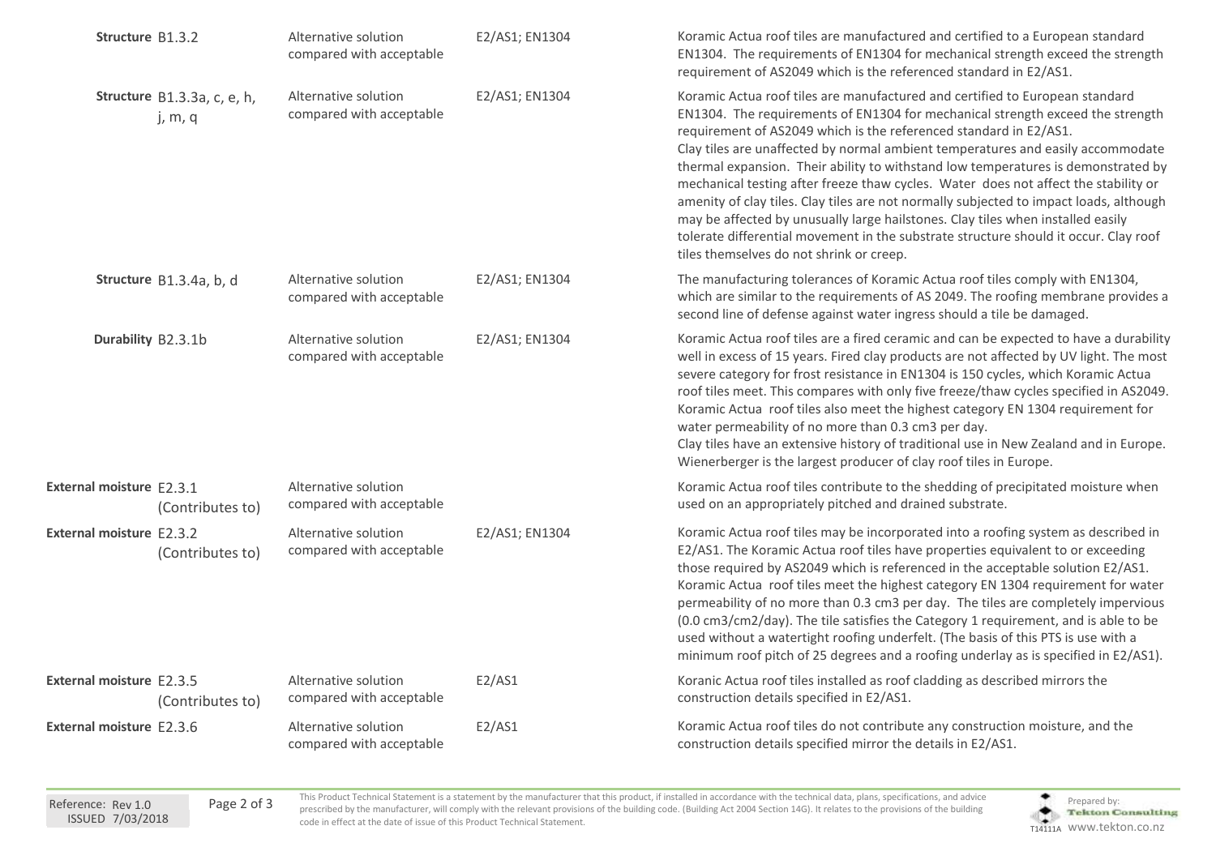| | | | | |
|---|---|---|---|---|
| **Structure** | B1.3.2 | Alternative solution compared with acceptable | E2/AS1; EN1304 | Koramic Actua roof tiles are manufactured and certified to a European standard EN1304. The requirements of EN1304 for mechanical strength exceed the strength requirement of AS2049 which is the referenced standard in E2/AS1. |
| **Structure** | B1.3.3a, c, e, h, j, m, q | Alternative solution compared with acceptable | E2/AS1; EN1304 | Koramic Actua roof tiles are manufactured and certified to European standard EN1304. The requirements of EN1304 for mechanical strength exceed the strength requirement of AS2049 which is the referenced standard in E2/AS1. Clay tiles are unaffected by normal ambient temperatures and easily accommodate thermal expansion. Their ability to withstand low temperatures is demonstrated by mechanical testing after freeze thaw cycles. Water does not affect the stability or amenity of clay tiles. Clay tiles are not normally subjected to impact loads, although may be affected by unusually large hailstones. Clay tiles when installed easily tolerate differential movement in the substrate structure should it occur. Clay roof tiles themselves do not shrink or creep. |
| **Structure** | B1.3.4a, b, d | Alternative solution compared with acceptable | E2/AS1; EN1304 | The manufacturing tolerances of Koramic Actua roof tiles comply with EN1304, which are similar to the requirements of AS 2049. The roofing membrane provides a second line of defense against water ingress should a tile be damaged. |
| **Durability** | B2.3.1b | Alternative solution compared with acceptable | E2/AS1; EN1304 | Koramic Actua roof tiles are a fired ceramic and can be expected to have a durability well in excess of 15 years. Fired clay products are not affected by UV light. The most severe category for frost resistance in EN1304 is 150 cycles, which Koramic Actua roof tiles meet. This compares with only five freeze/thaw cycles specified in AS2049. Koramic Actua roof tiles also meet the highest category EN 1304 requirement for water permeability of no more than 0.3 cm3 per day. Clay tiles have an extensive history of traditional use in New Zealand and in Europe. Wienerberger is the largest producer of clay roof tiles in Europe. |
| **External moisture** | E2.3.1 (Contributes to) | Alternative solution compared with acceptable | | Koramic Actua roof tiles contribute to the shedding of precipitated moisture when used on an appropriately pitched and drained substrate. |
| **External moisture** | E2.3.2 (Contributes to) | Alternative solution compared with acceptable | E2/AS1; EN1304 | Koramic Actua roof tiles may be incorporated into a roofing system as described in E2/AS1. The Koramic Actua roof tiles have properties equivalent to or exceeding those required by AS2049 which is referenced in the acceptable solution E2/AS1. Koramic Actua roof tiles meet the highest category EN 1304 requirement for water permeability of no more than 0.3 cm3 per day. The tiles are completely impervious (0.0 cm3/cm2/day). The tile satisfies the Category 1 requirement, and is able to be used without a watertight roofing underfelt. (The basis of this PTS is use with a minimum roof pitch of 25 degrees and a roofing underlay as is specified in E2/AS1). |
| **External moisture** | E2.3.5 (Contributes to) | Alternative solution compared with acceptable | E2/AS1 | Koranic Actua roof tiles installed as roof cladding as described mirrors the construction details specified in E2/AS1. |
| **External moisture** | E2.3.6 | Alternative solution compared with acceptable | E2/AS1 | Koramic Actua roof tiles do not contribute any construction moisture, and the construction details specified mirror the details in E2/AS1. |

Reference: Rev 1.0
ISSUED 7/03/2018

This Product Technical Statement is a statement by the manufacturer that this product, if installed in accordance with the technical data, plans, specifications, and advice prescribed by the manufacturer, will comply with the relevant provisions of the building code. (Building Act 2004 Section 14G). It relates to the provisions of the building code in effect at the date of issue of this Product Technical Statement.

Prepared by: Tekton Consulting
T14111A www.tekton.co.nz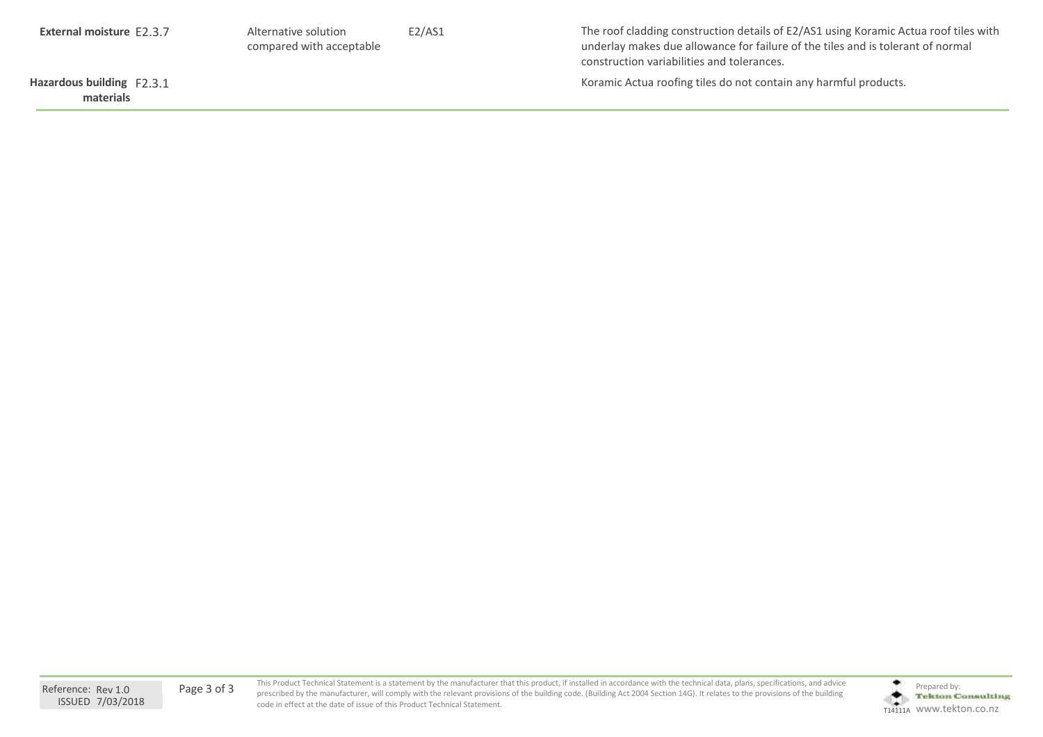| | | | | |
|---|---|---|---|---|
| **External moisture** | E2.3.7 | Alternative solution compared with acceptable | E2/AS1 | The roof cladding construction details of E2/AS1 using Koramic Actua roof tiles with underlay makes due allowance for failure of the tiles and is tolerant of normal construction variabilities and tolerances. |
| **Hazardous building materials** | F2.3.1 | | | Koramic Actua roofing tiles do not contain any harmful products. |

Reference: Rev 1.0
ISSUED 7/03/2018

This Product Technical Statement is a statement by the manufacturer that this product, if installed in accordance with the technical data, plans, specifications, and advice prescribed by the manufacturer, will comply with the relevant provisions of the building code. (Building Act 2004 Section 14G). It relates to the provisions of the building code in effect at the date of issue of this Product Technical Statement.

Prepared by:
Tekton Consulting
T14111A www.tekton.co.nz